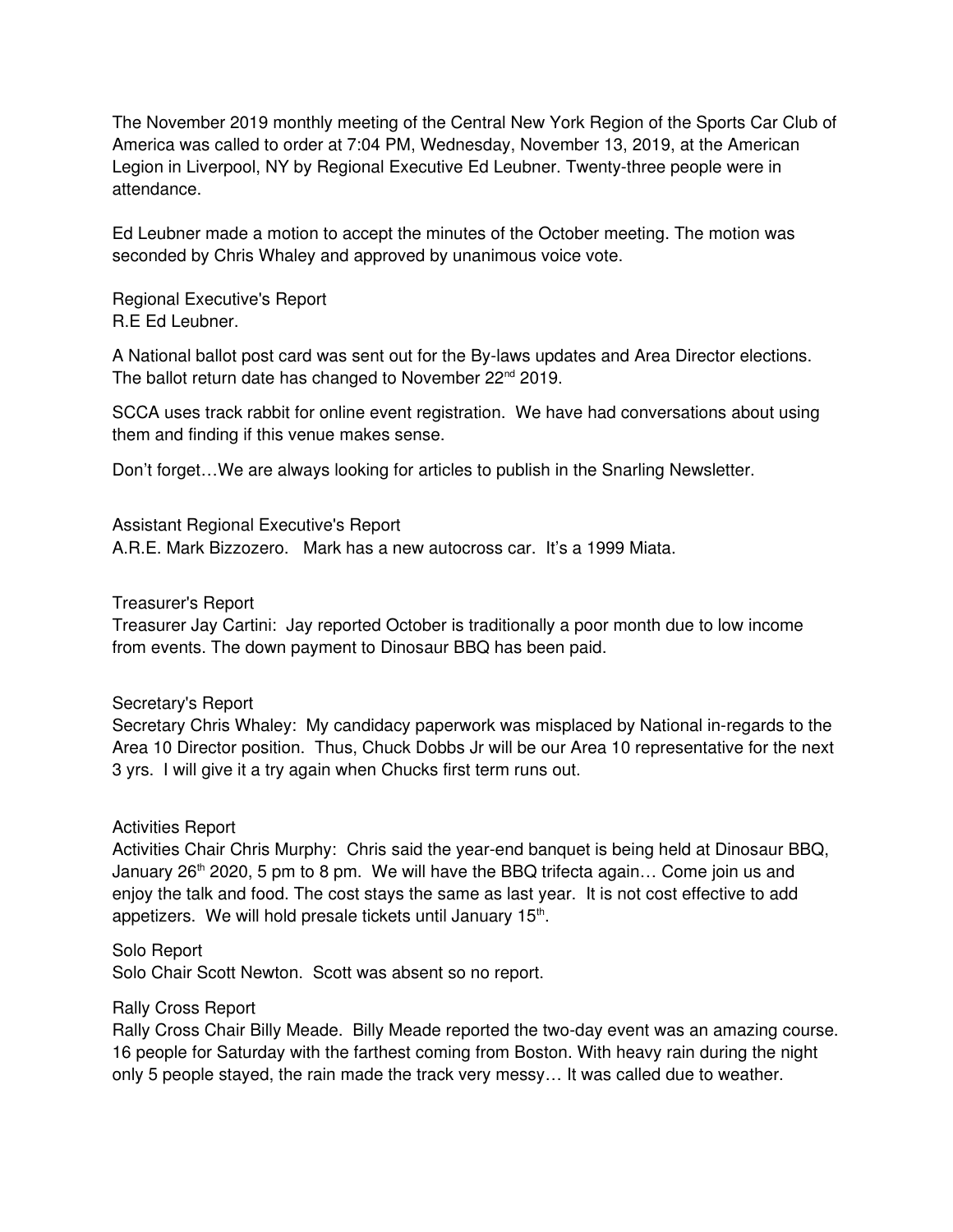The November 2019 monthly meeting of the Central New York Region of the Sports Car Club of America was called to order at 7:04 PM, Wednesday, November 13, 2019, at the American Legion in Liverpool, NY by Regional Executive Ed Leubner. Twenty-three people were in attendance.

Ed Leubner made a motion to accept the minutes of the October meeting. The motion was seconded by Chris Whaley and approved by unanimous voice vote.

Regional Executive's Report
R.E Ed Leubner.

A National ballot post card was sent out for the By-laws updates and Area Director elections. The ballot return date has changed to November 22nd 2019.

SCCA uses track rabbit for online event registration. We have had conversations about using them and finding if this venue makes sense.

Don't forget…We are always looking for articles to publish in the Snarling Newsletter.

Assistant Regional Executive's Report
A.R.E. Mark Bizzozero. Mark has a new autocross car. It's a 1999 Miata.

Treasurer's Report
Treasurer Jay Cartini: Jay reported October is traditionally a poor month due to low income from events. The down payment to Dinosaur BBQ has been paid.

Secretary's Report
Secretary Chris Whaley: My candidacy paperwork was misplaced by National in-regards to the Area 10 Director position. Thus, Chuck Dobbs Jr will be our Area 10 representative for the next 3 yrs. I will give it a try again when Chucks first term runs out.

Activities Report
Activities Chair Chris Murphy: Chris said the year-end banquet is being held at Dinosaur BBQ, January 26th 2020, 5 pm to 8 pm. We will have the BBQ trifecta again… Come join us and enjoy the talk and food. The cost stays the same as last year. It is not cost effective to add appetizers. We will hold presale tickets until January 15th.

Solo Report
Solo Chair Scott Newton. Scott was absent so no report.

Rally Cross Report
Rally Cross Chair Billy Meade. Billy Meade reported the two-day event was an amazing course. 16 people for Saturday with the farthest coming from Boston. With heavy rain during the night only 5 people stayed, the rain made the track very messy… It was called due to weather.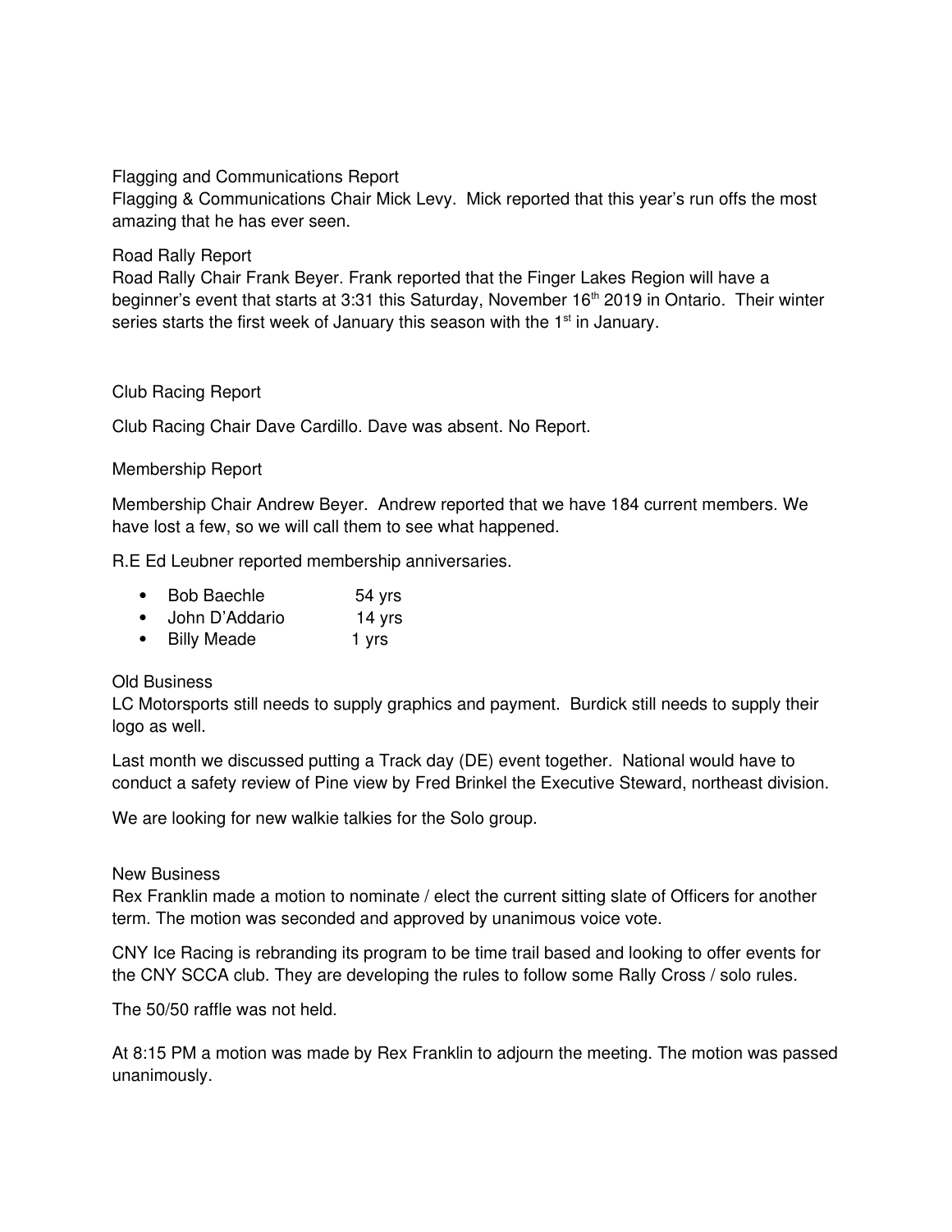Flagging and Communications Report

Flagging & Communications Chair Mick Levy. Mick reported that this year's run offs the most amazing that he has ever seen.

Road Rally Report

Road Rally Chair Frank Beyer. Frank reported that the Finger Lakes Region will have a beginner's event that starts at 3:31 this Saturday, November 16th 2019 in Ontario. Their winter series starts the first week of January this season with the 1st in January.

Club Racing Report

Club Racing Chair Dave Cardillo. Dave was absent. No Report.

Membership Report

Membership Chair Andrew Beyer. Andrew reported that we have 184 current members. We have lost a few, so we will call them to see what happened.

R.E Ed Leubner reported membership anniversaries.

- Bob Baechle 54 yrs
- John D'Addario 14 yrs
- Billy Meade 1 yrs

Old Business

LC Motorsports still needs to supply graphics and payment. Burdick still needs to supply their logo as well.

Last month we discussed putting a Track day (DE) event together. National would have to conduct a safety review of Pine view by Fred Brinkel the Executive Steward, northeast division.

We are looking for new walkie talkies for the Solo group.

New Business

Rex Franklin made a motion to nominate / elect the current sitting slate of Officers for another term. The motion was seconded and approved by unanimous voice vote.

CNY Ice Racing is rebranding its program to be time trail based and looking to offer events for the CNY SCCA club. They are developing the rules to follow some Rally Cross / solo rules.

The 50/50 raffle was not held.

At 8:15 PM a motion was made by Rex Franklin to adjourn the meeting. The motion was passed unanimously.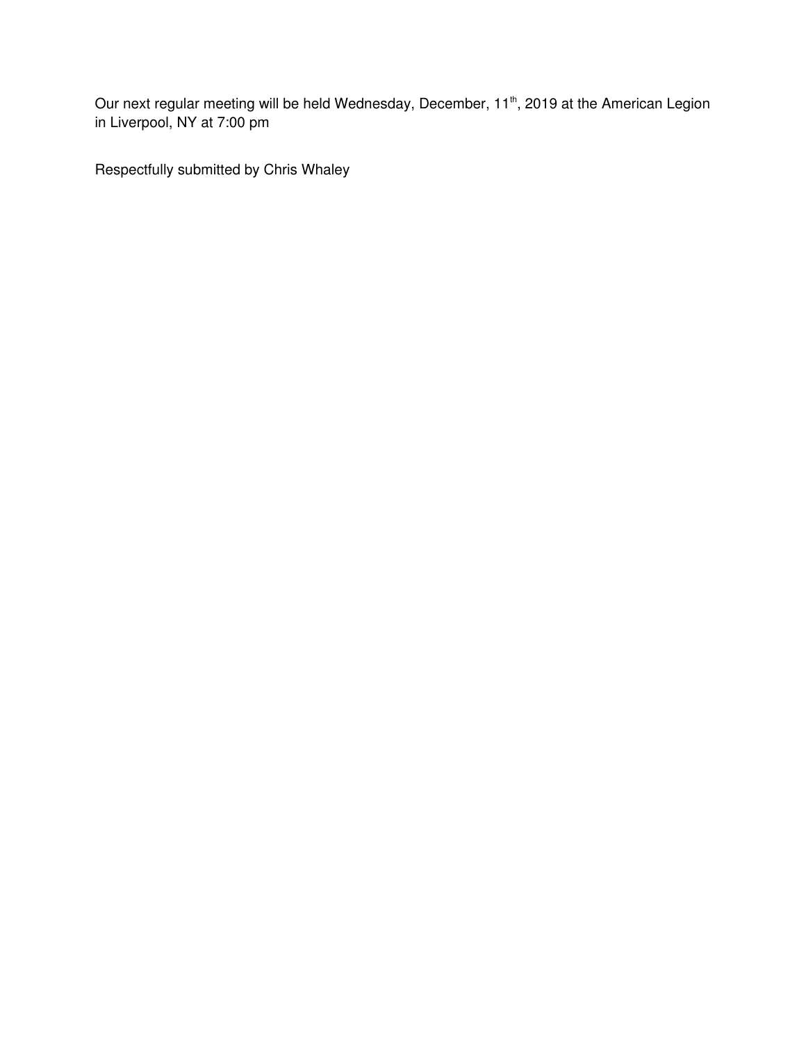Our next regular meeting will be held Wednesday, December, 11th, 2019 at the American Legion in Liverpool, NY at 7:00 pm

Respectfully submitted by Chris Whaley